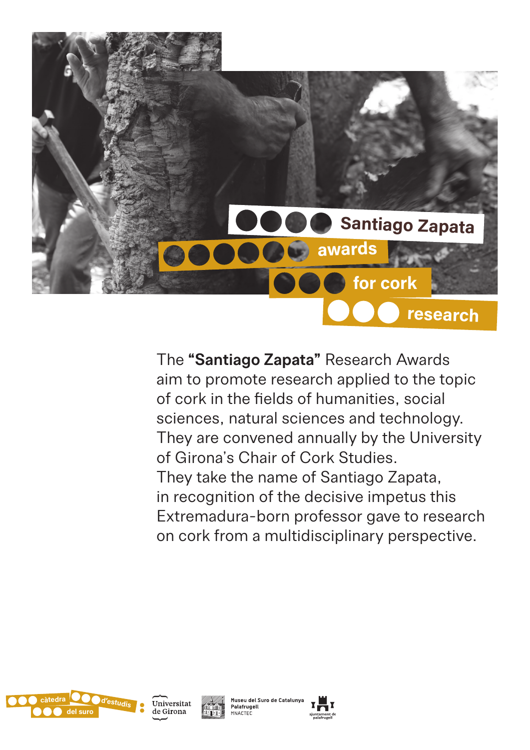# Santiago Zapata awards for cork research

The **"Santiago Zapata"** Research Awards aim to promote research applied to the topic of cork in the fields of humanities, social sciences, natural sciences and technology. They are convened annually by the University of Girona's Chair of Cork Studies. They take the name of Santiago Zapata, in recognition of the decisive impetus this Extremadura-born professor gave to research on cork from a multidisciplinary perspective.

càtedra d'estudis del suro

Universitat de Girona

Museu del Suro de Catalunya Palafrugell MNACTEC

ajuntament de palafrugell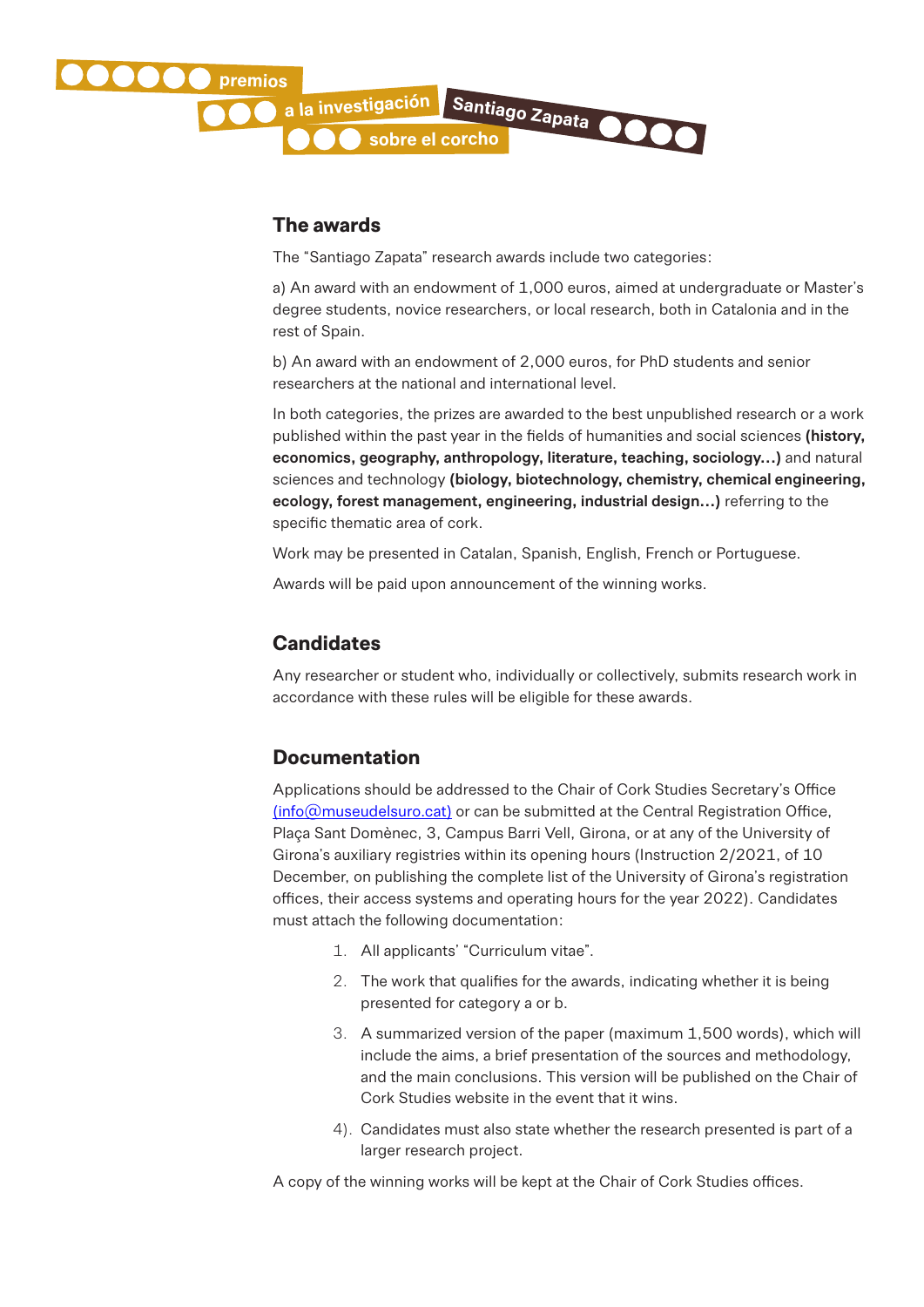premios a la investigación Santiago Zapata sobre el corcho

## The awards

The “Santiago Zapata” research awards include two categories:

a) An award with an endowment of 1,000 euros, aimed at undergraduate or Master’s degree students, novice researchers, or local research, both in Catalonia and in the rest of Spain.

b) An award with an endowment of 2,000 euros, for PhD students and senior researchers at the national and international level.

In both categories, the prizes are awarded to the best unpublished research or a work published within the past year in the fields of humanities and social sciences **(history, economics, geography, anthropology, literature, teaching, sociology…)** and natural sciences and technology **(biology, biotechnology, chemistry, chemical engineering, ecology, forest management, engineering, industrial design…)** referring to the specific thematic area of cork.

Work may be presented in Catalan, Spanish, English, French or Portuguese.

Awards will be paid upon announcement of the winning works.

## Candidates

Any researcher or student who, individually or collectively, submits research work in accordance with these rules will be eligible for these awards.

## Documentation

Applications should be addressed to the Chair of Cork Studies Secretary’s Office (info@museudelsuro.cat) or can be submitted at the Central Registration Office, Plaça Sant Domènec, 3, Campus Barri Vell, Girona, or at any of the University of Girona’s auxiliary registries within its opening hours (Instruction 2/2021, of 10 December, on publishing the complete list of the University of Girona’s registration offices, their access systems and operating hours for the year 2022). Candidates must attach the following documentation:

1. All applicants’ “Curriculum vitae”.
2. The work that qualifies for the awards, indicating whether it is being presented for category a or b.
3. A summarized version of the paper (maximum 1,500 words), which will include the aims, a brief presentation of the sources and methodology, and the main conclusions. This version will be published on the Chair of Cork Studies website in the event that it wins.
4. Candidates must also state whether the research presented is part of a larger research project.

A copy of the winning works will be kept at the Chair of Cork Studies offices.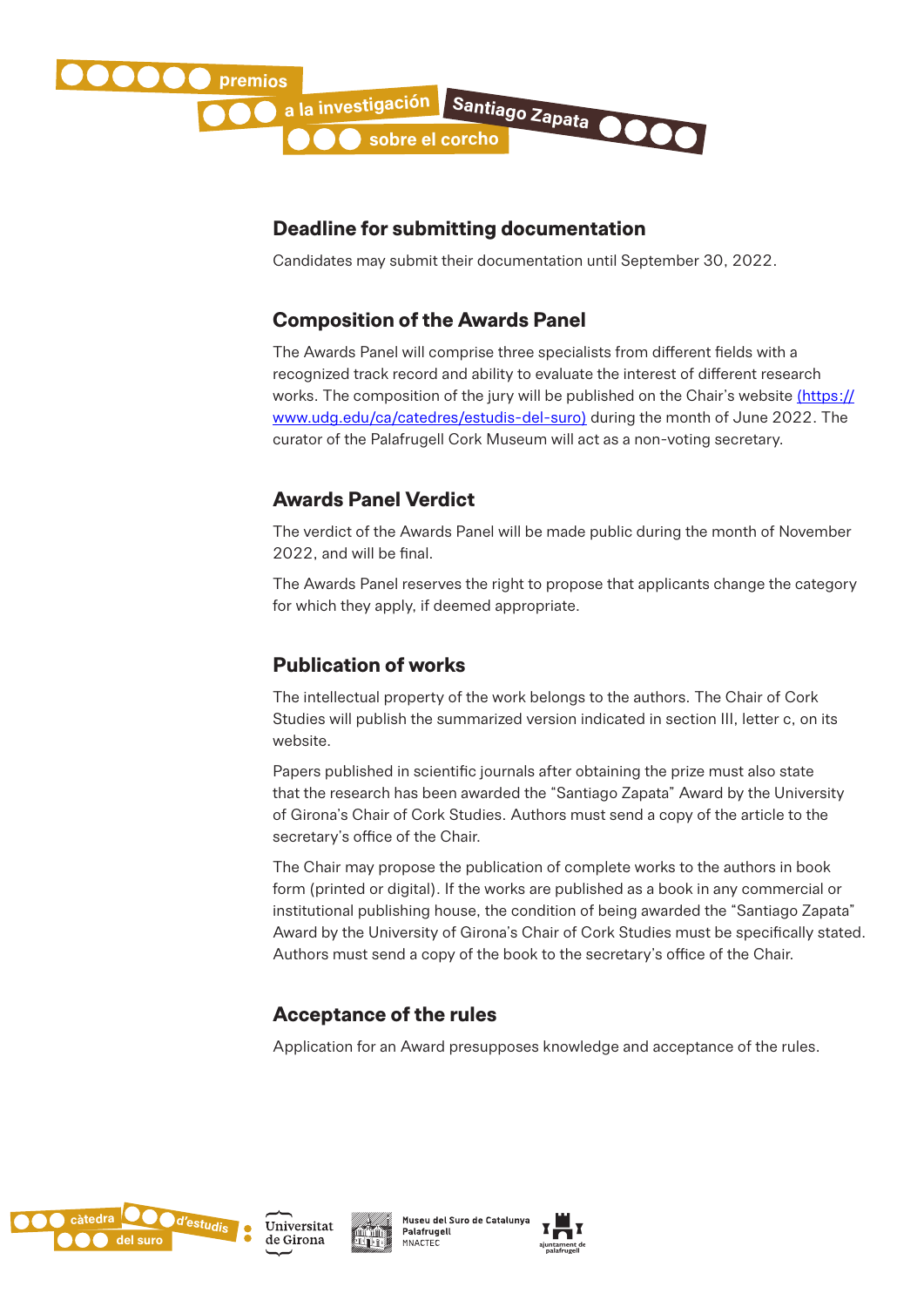## Deadline for submitting documentation

Candidates may submit their documentation until September 30, 2022.

## Composition of the Awards Panel

The Awards Panel will comprise three specialists from different fields with a recognized track record and ability to evaluate the interest of different research works. The composition of the jury will be published on the Chair's website (https://www.udg.edu/ca/catedres/estudis-del-suro) during the month of June 2022. The curator of the Palafrugell Cork Museum will act as a non-voting secretary.

## Awards Panel Verdict

The verdict of the Awards Panel will be made public during the month of November 2022, and will be final.

The Awards Panel reserves the right to propose that applicants change the category for which they apply, if deemed appropriate.

## Publication of works

The intellectual property of the work belongs to the authors. The Chair of Cork Studies will publish the summarized version indicated in section III, letter c, on its website.

Papers published in scientific journals after obtaining the prize must also state that the research has been awarded the "Santiago Zapata" Award by the University of Girona's Chair of Cork Studies. Authors must send a copy of the article to the secretary's office of the Chair.

The Chair may propose the publication of complete works to the authors in book form (printed or digital). If the works are published as a book in any commercial or institutional publishing house, the condition of being awarded the "Santiago Zapata" Award by the University of Girona's Chair of Cork Studies must be specifically stated. Authors must send a copy of the book to the secretary's office of the Chair.

## Acceptance of the rules

Application for an Award presupposes knowledge and acceptance of the rules.